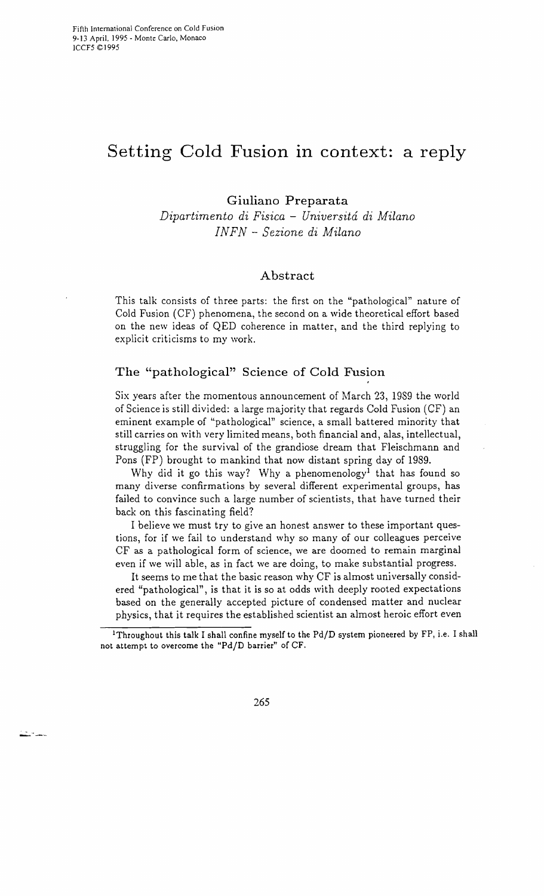# Setting Cold Fusion in context: a reply

Giuliano Preparata

*Dipartimento di Fisica – Universitá di Milano*
*INFN – Sezione di Milano*

## Abstract

This talk consists of three parts: the first on the "pathological" nature of Cold Fusion (CF) phenomena, the second on a wide theoretical effort based on the new ideas of QED coherence in matter, and the third replying to explicit criticisms to my work.

## The "pathological" Science of Cold Fusion

Six years after the momentous announcement of March 23, 1989 the world of Science is still divided: a large majority that regards Cold Fusion (CF) an eminent example of "pathological" science, a small battered minority that still carries on with very limited means, both financial and, alas, intellectual, struggling for the survival of the grandiose dream that Fleischmann and Pons (FP) brought to mankind that now distant spring day of 1989.

Why did it go this way? Why a phenomenology[1] that has found so many diverse confirmations by several different experimental groups, has failed to convince such a large number of scientists, that have turned their back on this fascinating field?

I believe we must try to give an honest answer to these important questions, for if we fail to understand why so many of our colleagues perceive CF as a pathological form of science, we are doomed to remain marginal even if we will able, as in fact we are doing, to make substantial progress.

It seems to me that the basic reason why CF is almost universally considered "pathological", is that it is so at odds with deeply rooted expectations based on the generally accepted picture of condensed matter and nuclear physics, that it requires the established scientist an almost heroic effort even

[1] Throughout this talk I shall confine myself to the Pd/D system pioneered by FP, i.e. I shall not attempt to overcome the "Pd/D barrier" of CF.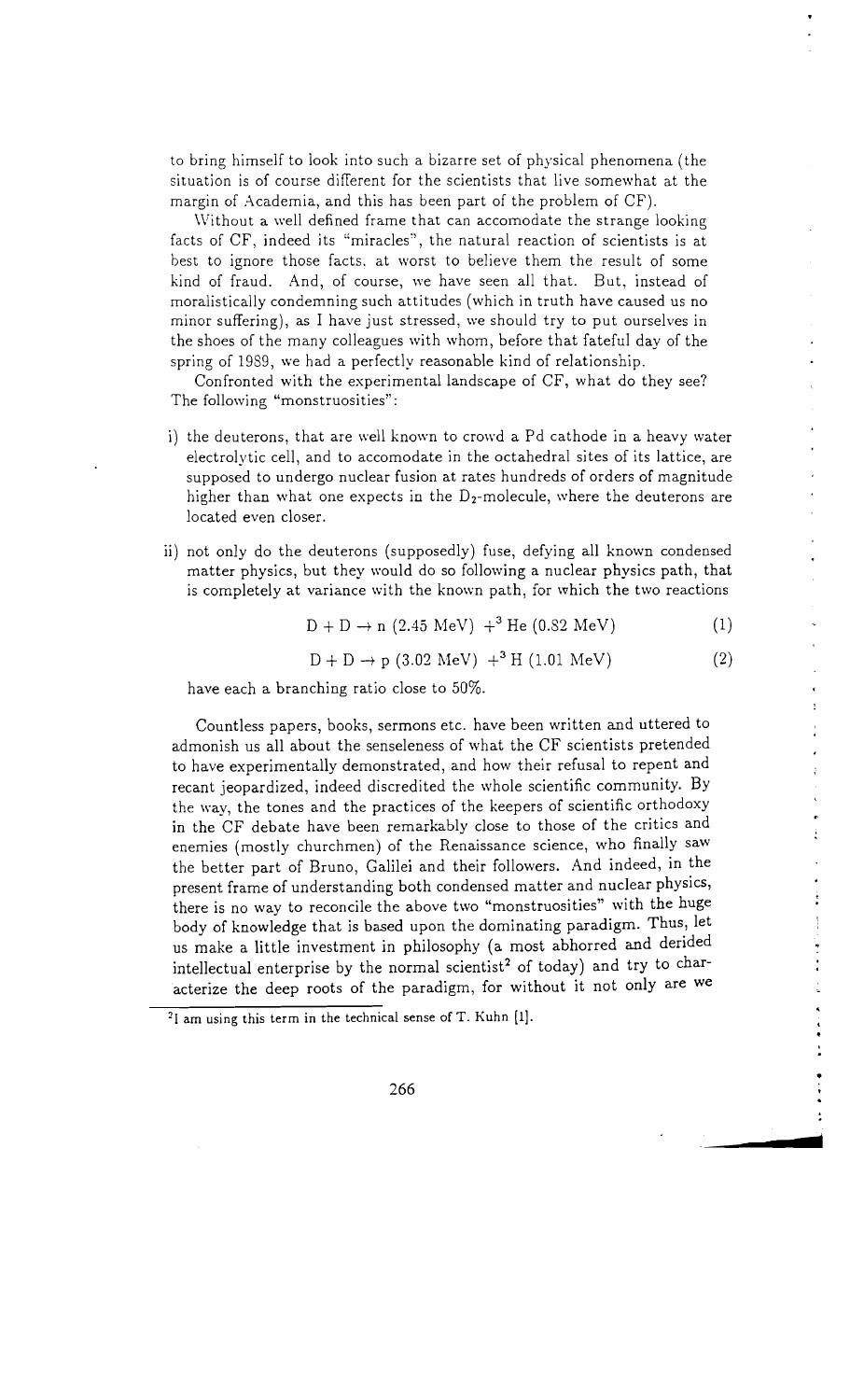to bring himself to look into such a bizarre set of physical phenomena (the situation is of course different for the scientists that live somewhat at the margin of Academia, and this has been part of the problem of CF).

Without a well defined frame that can accomodate the strange looking facts of CF, indeed its "miracles", the natural reaction of scientists is at best to ignore those facts, at worst to believe them the result of some kind of fraud. And, of course, we have seen all that. But, instead of moralistically condemning such attitudes (which in truth have caused us no minor suffering), as I have just stressed, we should try to put ourselves in the shoes of the many colleagues with whom, before that fateful day of the spring of 1989, we had a perfectly reasonable kind of relationship.

Confronted with the experimental landscape of CF, what do they see? The following "monstruosities":

i) the deuterons, that are well known to crowd a Pd cathode in a heavy water electrolytic cell, and to accomodate in the octahedral sites of its lattice, are supposed to undergo nuclear fusion at rates hundreds of orders of magnitude higher than what one expects in the $D_2$-molecule, where the deuterons are located even closer.

ii) not only do the deuterons (supposedly) fuse, defying all known condensed matter physics, but they would do so following a nuclear physics path, that is completely at variance with the known path, for which the two reactions

$$D + D \rightarrow n\ (2.45\ \text{MeV})\ + {}^3\text{He}\ (0.82\ \text{MeV}) \tag{1}$$

$$D + D \rightarrow p\ (3.02\ \text{MeV})\ + {}^3\text{H}\ (1.01\ \text{MeV}) \tag{2}$$

have each a branching ratio close to 50%.

Countless papers, books, sermons etc. have been written and uttered to admonish us all about the senseleness of what the CF scientists pretended to have experimentally demonstrated, and how their refusal to repent and recant jeopardized, indeed discredited the whole scientific community. By the way, the tones and the practices of the keepers of scientific orthodoxy in the CF debate have been remarkably close to those of the critics and enemies (mostly churchmen) of the Renaissance science, who finally saw the better part of Bruno, Galilei and their followers. And indeed, in the present frame of understanding both condensed matter and nuclear physics, there is no way to reconcile the above two "monstruosities" with the huge body of knowledge that is based upon the dominating paradigm. Thus, let us make a little investment in philosophy (a most abhorred and derided intellectual enterprise by the normal scientist[2] of today) and try to characterize the deep roots of the paradigm, for without it not only are we

[2] I am using this term in the technical sense of T. Kuhn [1].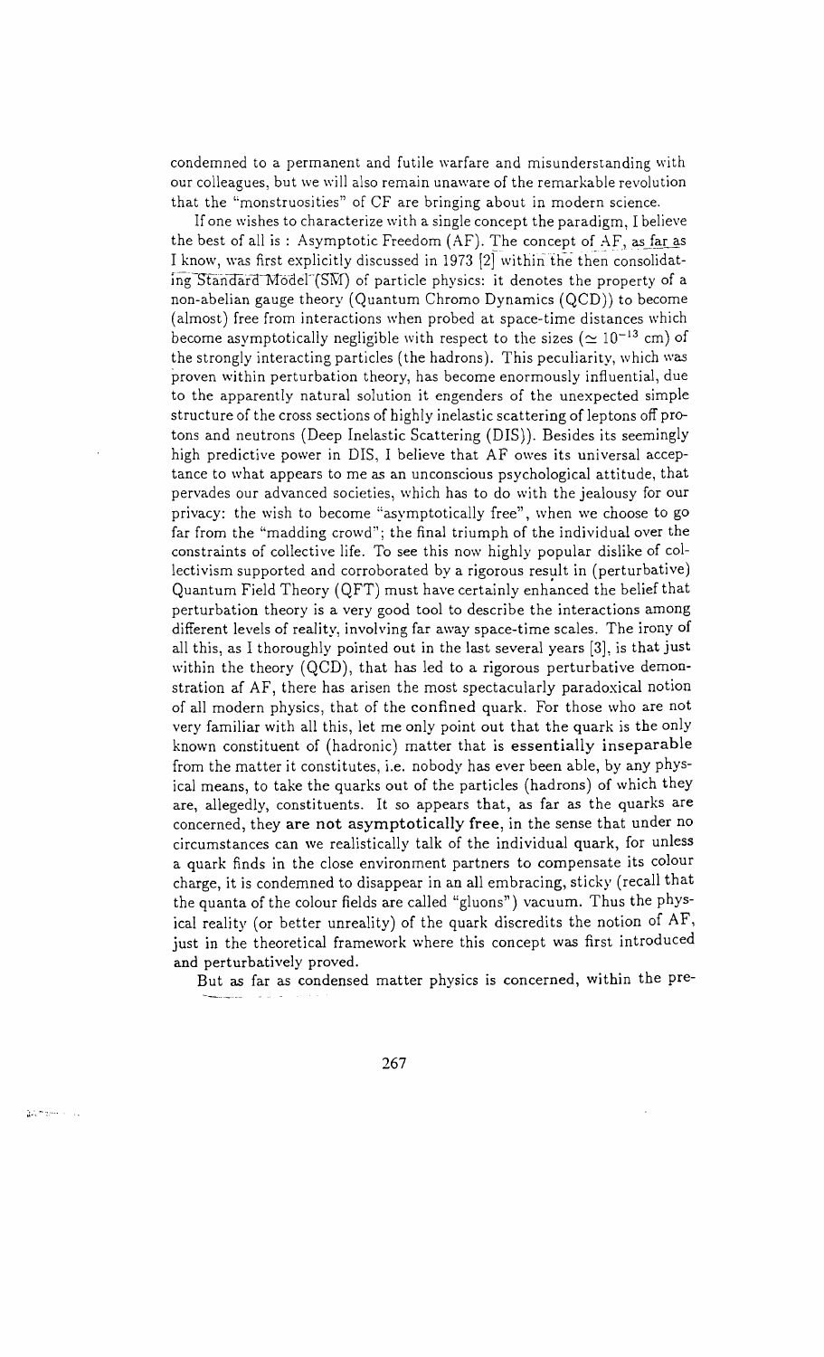condemned to a permanent and futile warfare and misunderstanding with our colleagues, but we will also remain unaware of the remarkable revolution that the "monstruosities" of CF are bringing about in modern science.

If one wishes to characterize with a single concept the paradigm, I believe the best of all is : Asymptotic Freedom (AF). The concept of AF, as far as I know, was first explicitly discussed in 1973 [2] within the then consolidating Standard Model (SM) of particle physics: it denotes the property of a non-abelian gauge theory (Quantum Chromo Dynamics (QCD)) to become (almost) free from interactions when probed at space-time distances which become asymptotically negligible with respect to the sizes ($\simeq 10^{-13}$ cm) of the strongly interacting particles (the hadrons). This peculiarity, which was proven within perturbation theory, has become enormously influential, due to the apparently natural solution it engenders of the unexpected simple structure of the cross sections of highly inelastic scattering of leptons off protons and neutrons (Deep Inelastic Scattering (DIS)). Besides its seemingly high predictive power in DIS, I believe that AF owes its universal acceptance to what appears to me as an unconscious psychological attitude, that pervades our advanced societies, which has to do with the jealousy for our privacy: the wish to become "asymptotically free", when we choose to go far from the "madding crowd"; the final triumph of the individual over the constraints of collective life. To see this now highly popular dislike of collectivism supported and corroborated by a rigorous result in (perturbative) Quantum Field Theory (QFT) must have certainly enhanced the belief that perturbation theory is a very good tool to describe the interactions among different levels of reality, involving far away space-time scales. The irony of all this, as I thoroughly pointed out in the last several years [3], is that just within the theory (QCD), that has led to a rigorous perturbative demonstration af AF, there has arisen the most spectacularly paradoxical notion of all modern physics, that of the **confined** quark. For those who are not very familiar with all this, let me only point out that the quark is the only known constituent of (hadronic) matter that is **essentially inseparable** from the matter it constitutes, i.e. nobody has ever been able, by any physical means, to take the quarks out of the particles (hadrons) of which they are, allegedly, constituents. It so appears that, as far as the quarks are concerned, they **are not asymptotically free**, in the sense that under no circumstances can we realistically talk of the individual quark, for unless a quark finds in the close environment partners to compensate its colour charge, it is condemned to disappear in an all embracing, sticky (recall that the quanta of the colour fields are called "gluons") vacuum. Thus the physical reality (or better unreality) of the quark discredits the notion of AF, just in the theoretical framework where this concept was first introduced and perturbatively proved.

But as far as condensed matter physics is concerned, within the pre-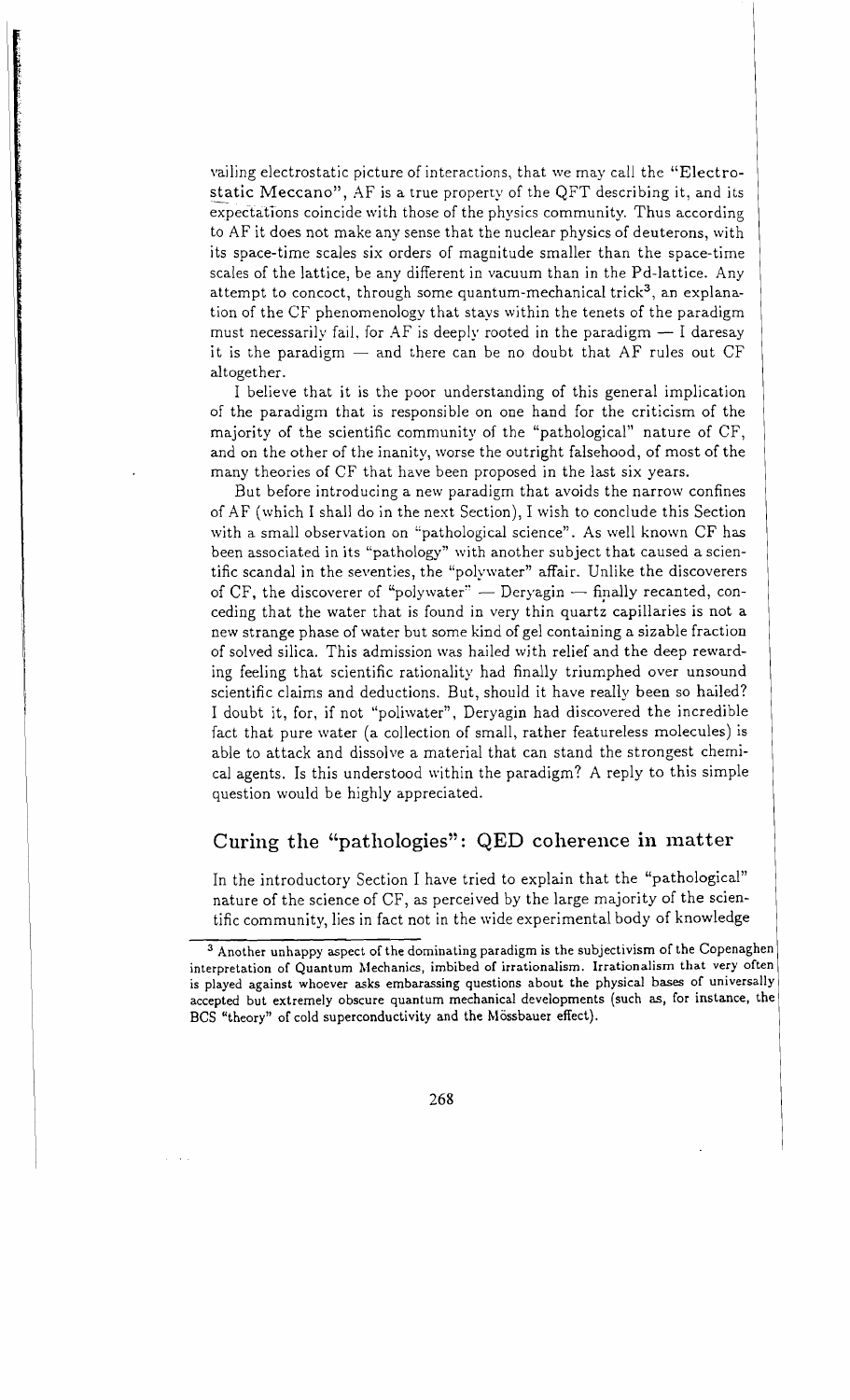vailing electrostatic picture of interactions, that we may call the "Electrostatic Meccano", AF is a true property of the QFT describing it, and its expectations coincide with those of the physics community. Thus according to AF it does not make any sense that the nuclear physics of deuterons, with its space-time scales six orders of magnitude smaller than the space-time scales of the lattice, be any different in vacuum than in the Pd-lattice. Any attempt to concoct, through some quantum-mechanical trick[3], an explanation of the CF phenomenology that stays within the tenets of the paradigm must necessarily fail, for AF is deeply rooted in the paradigm — I daresay it is the paradigm — and there can be no doubt that AF rules out CF altogether.

I believe that it is the poor understanding of this general implication of the paradigm that is responsible on one hand for the criticism of the majority of the scientific community of the "pathological" nature of CF, and on the other of the inanity, worse the outright falsehood, of most of the many theories of CF that have been proposed in the last six years.

But before introducing a new paradigm that avoids the narrow confines of AF (which I shall do in the next Section), I wish to conclude this Section with a small observation on "pathological science". As well known CF has been associated in its "pathology" with another subject that caused a scientific scandal in the seventies, the "polywater" affair. Unlike the discoverers of CF, the discoverer of "polywater" — Deryagin — finally recanted, conceding that the water that is found in very thin quartz capillaries is not a new strange phase of water but some kind of gel containing a sizable fraction of solved silica. This admission was hailed with relief and the deep rewarding feeling that scientific rationality had finally triumphed over unsound scientific claims and deductions. But, should it have really been so hailed? I doubt it, for, if not "poliwater", Deryagin had discovered the incredible fact that pure water (a collection of small, rather featureless molecules) is able to attack and dissolve a material that can stand the strongest chemical agents. Is this understood within the paradigm? A reply to this simple question would be highly appreciated.

## Curing the "pathologies": QED coherence in matter

In the introductory Section I have tried to explain that the "pathological" nature of the science of CF, as perceived by the large majority of the scientific community, lies in fact not in the wide experimental body of knowledge

[3] Another unhappy aspect of the dominating paradigm is the subjectivism of the Copenaghen interpretation of Quantum Mechanics, imbibed of irrationalism. Irrationalism that very often is played against whoever asks embarassing questions about the physical bases of universally accepted but extremely obscure quantum mechanical developments (such as, for instance, the BCS "theory" of cold superconductivity and the Mössbauer effect).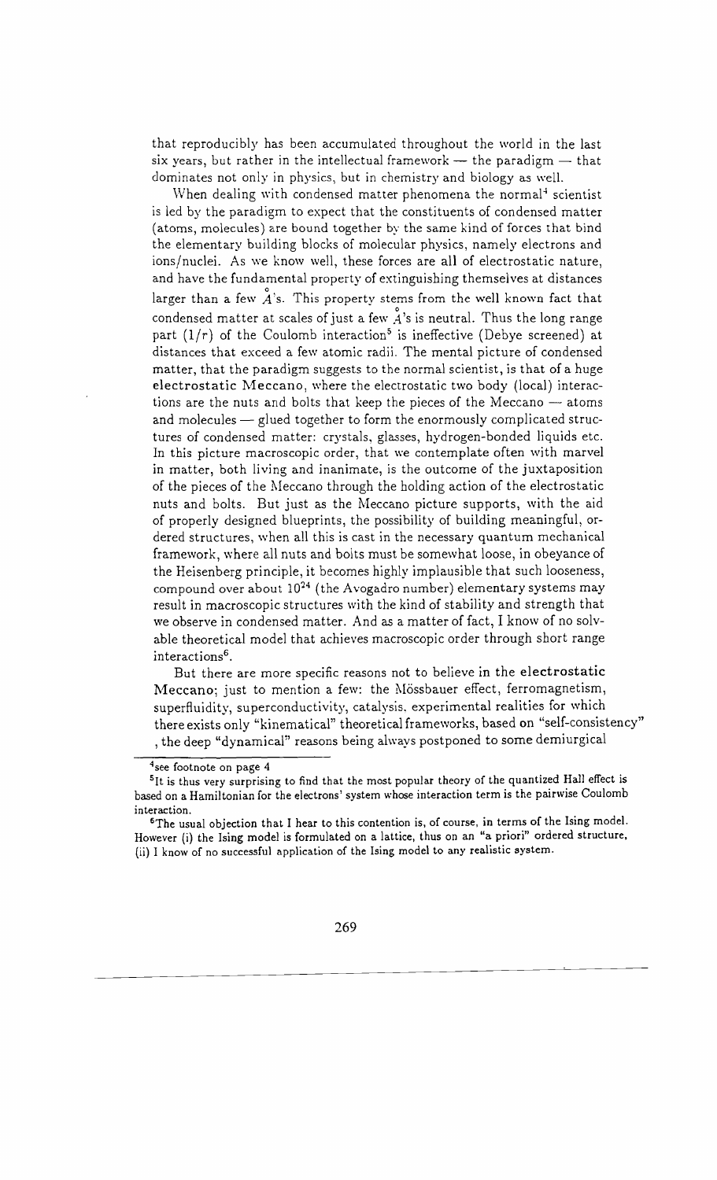that reproducibly has been accumulated throughout the world in the last six years, but rather in the intellectual framework — the paradigm — that dominates not only in physics, but in chemistry and biology as well.

When dealing with condensed matter phenomena the normal[4] scientist is led by the paradigm to expect that the constituents of condensed matter (atoms, molecules) are bound together by the same kind of forces that bind the elementary building blocks of molecular physics, namely electrons and ions/nuclei. As we know well, these forces are all of electrostatic nature, and have the fundamental property of extinguishing themselves at distances larger than a few $\mathring{A}$'s. This property stems from the well known fact that condensed matter at scales of just a few $\mathring{A}$'s is neutral. Thus the long range part $(1/r)$ of the Coulomb interaction[5] is ineffective (Debye screened) at distances that exceed a few atomic radii. The mental picture of condensed matter, that the paradigm suggests to the normal scientist, is that of a huge **electrostatic Meccano**, where the electrostatic two body (local) interactions are the nuts and bolts that keep the pieces of the Meccano — atoms and molecules — glued together to form the enormously complicated structures of condensed matter: crystals, glasses, hydrogen-bonded liquids etc. In this picture macroscopic order, that we contemplate often with marvel in matter, both living and inanimate, is the outcome of the juxtaposition of the pieces of the Meccano through the holding action of the electrostatic nuts and bolts. But just as the Meccano picture supports, with the aid of properly designed blueprints, the possibility of building meaningful, ordered structures, when all this is cast in the necessary quantum mechanical framework, where all nuts and bolts must be somewhat loose, in obeyance of the Heisenberg principle, it becomes highly implausible that such looseness, compound over about $10^{24}$ (the Avogadro number) elementary systems may result in macroscopic structures with the kind of stability and strength that we observe in condensed matter. And as a matter of fact, I know of no solvable theoretical model that achieves macroscopic order through short range interactions[6].

But there are more specific reasons not to believe in the **electrostatic Meccano**; just to mention a few: the Mössbauer effect, ferromagnetism, superfluidity, superconductivity, catalysis. experimental realities for which there exists only "kinematical" theoretical frameworks, based on "self-consistency" , the deep "dynamical" reasons being always postponed to some demiurgical

---

[4] see footnote on page 4

[5] It is thus very surprising to find that the most popular theory of the quantized Hall effect is based on a Hamiltonian for the electrons' system whose interaction term is the pairwise Coulomb interaction.

[6] The usual objection that I hear to this contention is, of course, in terms of the Ising model. However (i) the Ising model is formulated on a lattice, thus on an "a priori" ordered structure, (ii) I know of no successful application of the Ising model to any realistic system.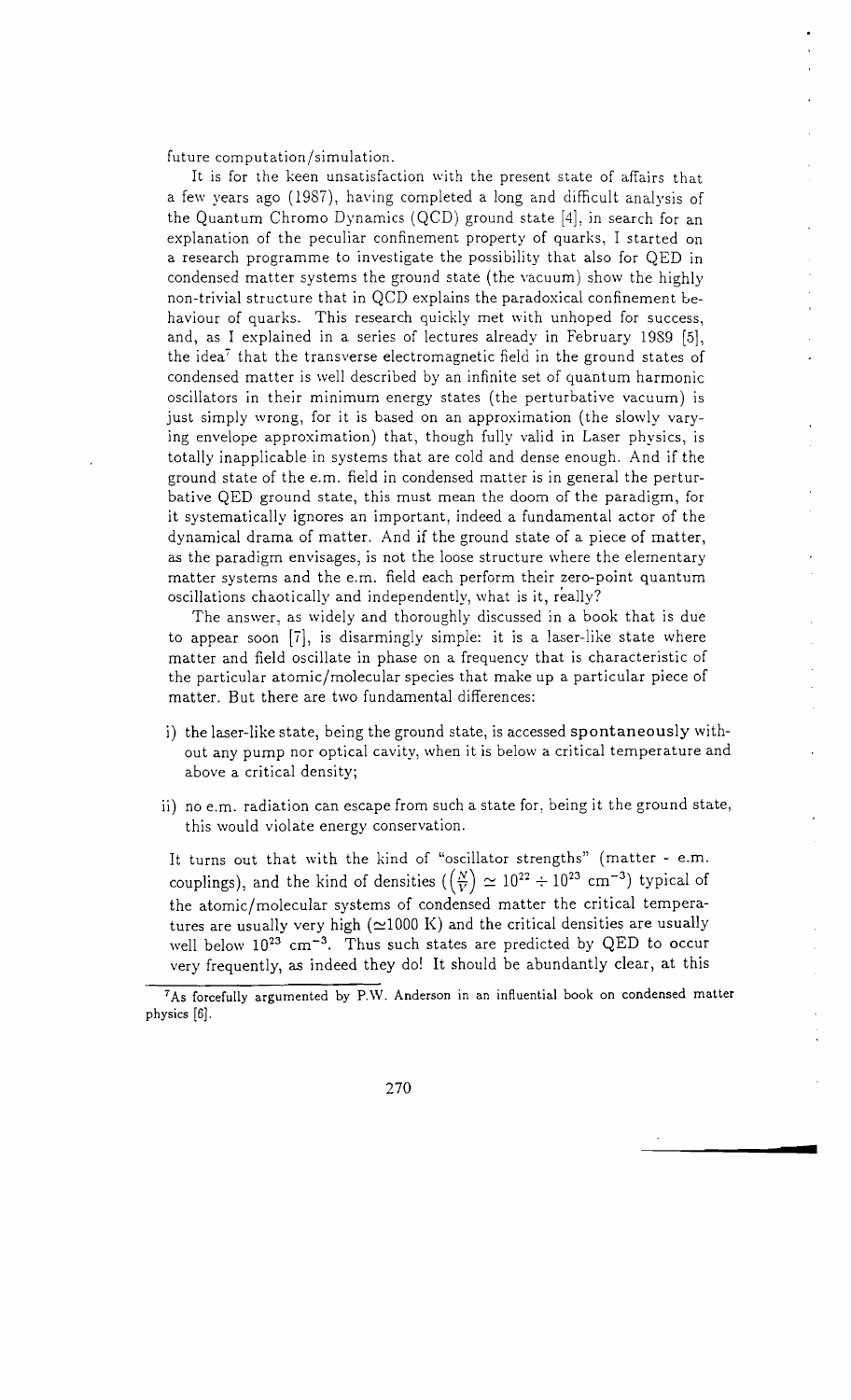future computation/simulation.

It is for the keen unsatisfaction with the present state of affairs that a few years ago (1987), having completed a long and difficult analysis of the Quantum Chromo Dynamics (QCD) ground state [4], in search for an explanation of the peculiar confinement property of quarks, I started on a research programme to investigate the possibility that also for QED in condensed matter systems the ground state (the vacuum) show the highly non-trivial structure that in QCD explains the paradoxical confinement behaviour of quarks. This research quickly met with unhoped for success, and, as I explained in a series of lectures already in February 1989 [5], the idea[7] that the transverse electromagnetic field in the ground states of condensed matter is well described by an infinite set of quantum harmonic oscillators in their minimum energy states (the perturbative vacuum) is just simply wrong, for it is based on an approximation (the slowly varying envelope approximation) that, though fully valid in Laser physics, is totally inapplicable in systems that are cold and dense enough. And if the ground state of the e.m. field in condensed matter is in general the perturbative QED ground state, this must mean the doom of the paradigm, for it systematically ignores an important, indeed a fundamental actor of the dynamical drama of matter. And if the ground state of a piece of matter, as the paradigm envisages, is not the loose structure where the elementary matter systems and the e.m. field each perform their zero-point quantum oscillations chaotically and independently, what is it, really?

The answer, as widely and thoroughly discussed in a book that is due to appear soon [7], is disarmingly simple: it is a laser-like state where matter and field oscillate in phase on a frequency that is characteristic of the particular atomic/molecular species that make up a particular piece of matter. But there are two fundamental differences:

i) the laser-like state, being the ground state, is accessed **spontaneously** without any pump nor optical cavity, when it is below a critical temperature and above a critical density;

ii) no e.m. radiation can escape from such a state for, being it the ground state, this would violate energy conservation.

It turns out that with the kind of "oscillator strengths" (matter - e.m. couplings), and the kind of densities ($\left(\frac{N}{V}\right) \simeq 10^{22} \div 10^{23}$ cm$^{-3}$) typical of the atomic/molecular systems of condensed matter the critical temperatures are usually very high ($\simeq$1000 K) and the critical densities are usually well below $10^{23}$ cm$^{-3}$. Thus such states are predicted by QED to occur very frequently, as indeed they do! It should be abundantly clear, at this

[7] As forcefully argumented by P.W. Anderson in an influential book on condensed matter physics [6].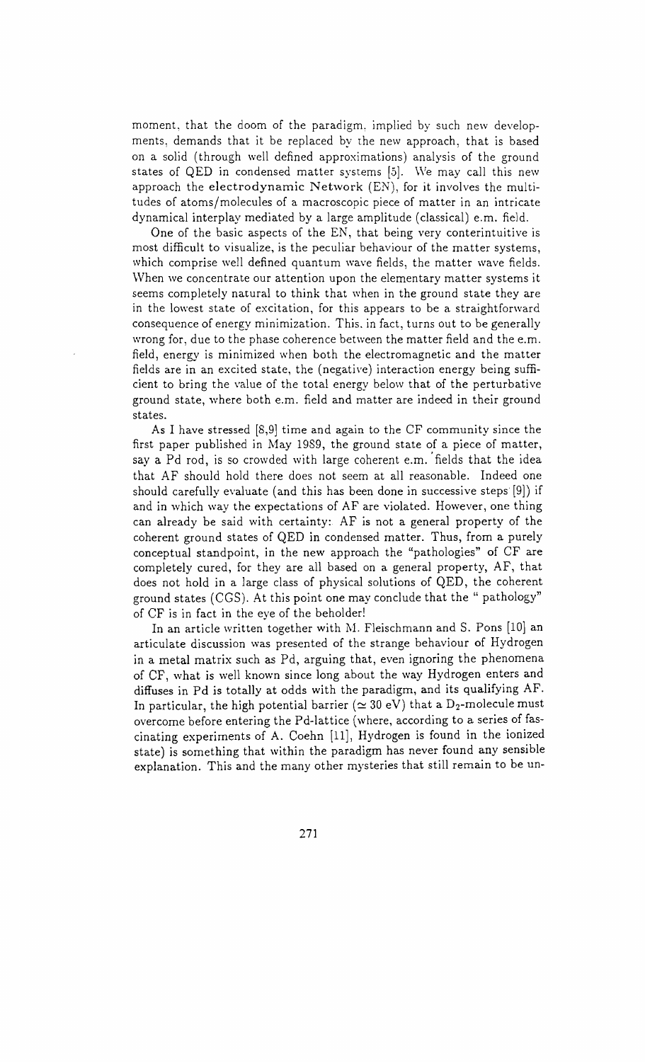moment, that the doom of the paradigm, implied by such new developments, demands that it be replaced by the new approach, that is based on a solid (through well defined approximations) analysis of the ground states of QED in condensed matter systems [5]. We may call this new approach the **electrodynamic Network** (EN), for it involves the multitudes of atoms/molecules of a macroscopic piece of matter in an intricate dynamical interplay mediated by a large amplitude (classical) e.m. field.

One of the basic aspects of the EN, that being very conterintuitive is most difficult to visualize, is the peculiar behaviour of the matter systems, which comprise well defined quantum wave fields, the matter wave fields. When we concentrate our attention upon the elementary matter systems it seems completely natural to think that when in the ground state they are in the lowest state of excitation, for this appears to be a straightforward consequence of energy minimization. This, in fact, turns out to be generally wrong for, due to the phase coherence between the matter field and the e.m. field, energy is minimized when both the electromagnetic and the matter fields are in an excited state, the (negative) interaction energy being sufficient to bring the value of the total energy below that of the perturbative ground state, where both e.m. field and matter are indeed in their ground states.

As I have stressed [8,9] time and again to the CF community since the first paper published in May 1989, the ground state of a piece of matter, say a Pd rod, is so crowded with large coherent e.m. fields that the idea that AF should hold there does not seem at all reasonable. Indeed one should carefully evaluate (and this has been done in successive steps [9]) if and in which way the expectations of AF are violated. However, one thing can already be said with certainty: AF is not a general property of the coherent ground states of QED in condensed matter. Thus, from a purely conceptual standpoint, in the new approach the "pathologies" of CF are completely cured, for they are all based on a general property, AF, that does not hold in a large class of physical solutions of QED, the coherent ground states (CGS). At this point one may conclude that the " pathology" of CF is in fact in the eye of the beholder!

In an article written together with M. Fleischmann and S. Pons [10] an articulate discussion was presented of the strange behaviour of Hydrogen in a metal matrix such as Pd, arguing that, even ignoring the phenomena of CF, what is well known since long about the way Hydrogen enters and diffuses in Pd is totally at odds with the paradigm, and its qualifying AF. In particular, the high potential barrier ($\simeq 30$ eV) that a $D_2$-molecule must overcome before entering the Pd-lattice (where, according to a series of fascinating experiments of A. Coehn [11], Hydrogen is found in the ionized state) is something that within the paradigm has never found any sensible explanation. This and the many other mysteries that still remain to be un-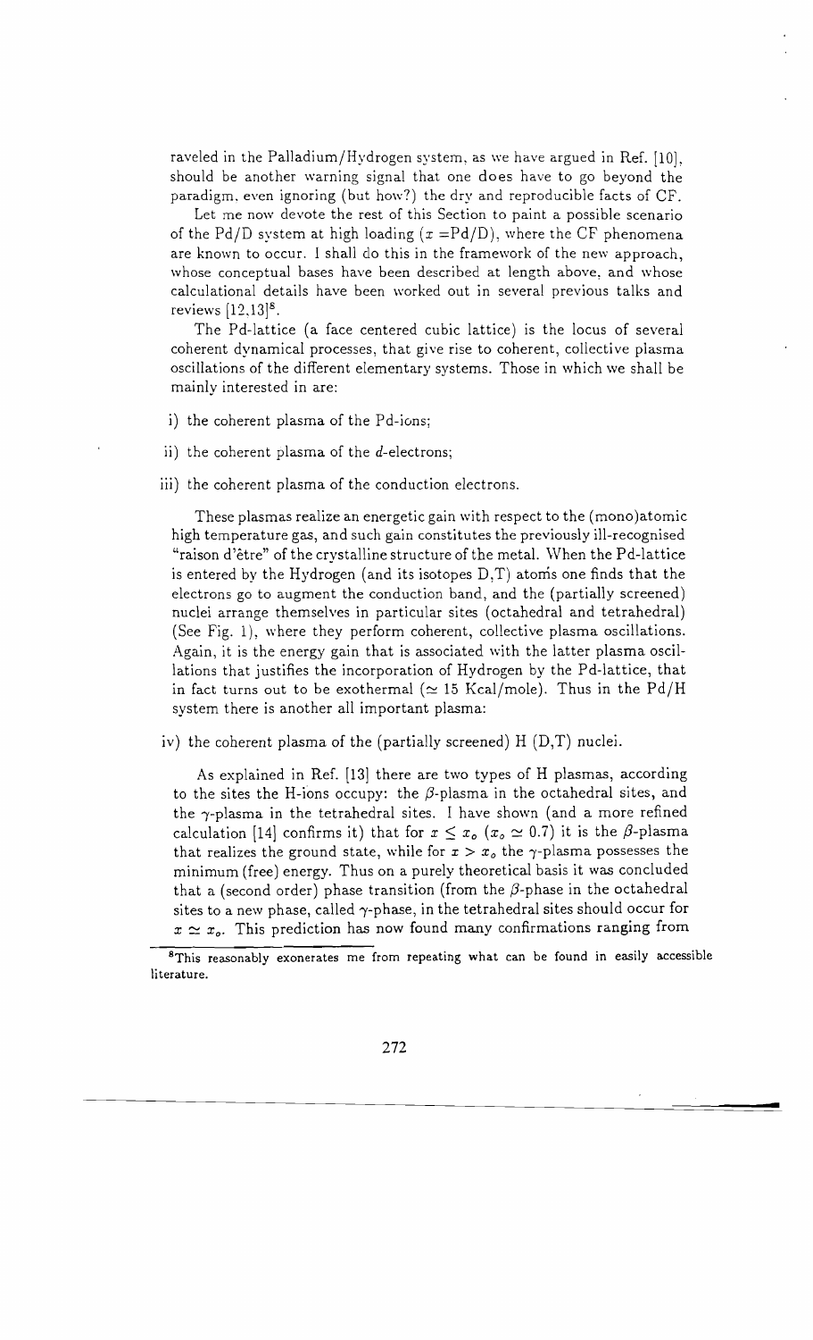raveled in the Palladium/Hydrogen system, as we have argued in Ref. [10], should be another warning signal that one does have to go beyond the paradigm, even ignoring (but how?) the dry and reproducible facts of CF.

Let me now devote the rest of this Section to paint a possible scenario of the Pd/D system at high loading ($x$ =Pd/D), where the CF phenomena are known to occur. I shall do this in the framework of the new approach, whose conceptual bases have been described at length above, and whose calculational details have been worked out in several previous talks and reviews [12,13][8].

The Pd-lattice (a face centered cubic lattice) is the locus of several coherent dynamical processes, that give rise to coherent, collective plasma oscillations of the different elementary systems. Those in which we shall be mainly interested in are:

i) the coherent plasma of the Pd-ions;

ii) the coherent plasma of the $d$-electrons;

iii) the coherent plasma of the conduction electrons.

These plasmas realize an energetic gain with respect to the (mono)atomic high temperature gas, and such gain constitutes the previously ill-recognised "raison d'être" of the crystalline structure of the metal. When the Pd-lattice is entered by the Hydrogen (and its isotopes D,T) atoms one finds that the electrons go to augment the conduction band, and the (partially screened) nuclei arrange themselves in particular sites (octahedral and tetrahedral) (See Fig. 1), where they perform coherent, collective plasma oscillations. Again, it is the energy gain that is associated with the latter plasma oscillations that justifies the incorporation of Hydrogen by the Pd-lattice, that in fact turns out to be exothermal ($\simeq$ 15 Kcal/mole). Thus in the Pd/H system there is another all important plasma:

iv) the coherent plasma of the (partially screened) H (D,T) nuclei.

As explained in Ref. [13] there are two types of H plasmas, according to the sites the H-ions occupy: the $\beta$-plasma in the octahedral sites, and the $\gamma$-plasma in the tetrahedral sites. I have shown (and a more refined calculation [14] confirms it) that for $x \leq x_o$ ($x_o \simeq 0.7$) it is the $\beta$-plasma that realizes the ground state, while for $x > x_o$ the $\gamma$-plasma possesses the minimum (free) energy. Thus on a purely theoretical basis it was concluded that a (second order) phase transition (from the $\beta$-phase in the octahedral sites to a new phase, called $\gamma$-phase, in the tetrahedral sites should occur for $x \simeq x_o$. This prediction has now found many confirmations ranging from

[8] This reasonably exonerates me from repeating what can be found in easily accessible literature.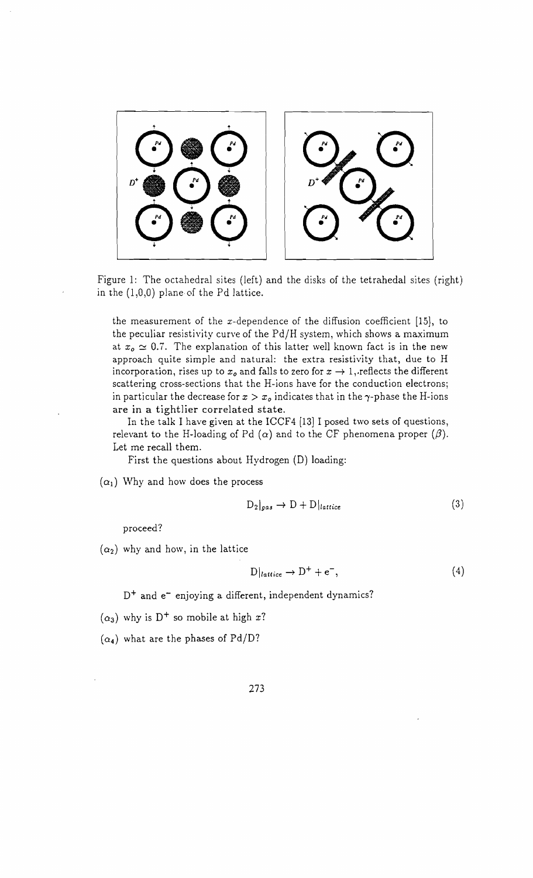Figure 1: The octahedral sites (left) and the disks of the tetrahedal sites (right) in the (1,0,0) plane of the Pd lattice.

the measurement of the $x$-dependence of the diffusion coefficient [15], to the peculiar resistivity curve of the Pd/H system, which shows a maximum at $x_o \simeq 0.7$. The explanation of this latter well known fact is in the new approach quite simple and natural: the extra resistivity that, due to H incorporation, rises up to $x_o$ and falls to zero for $x \to 1$, reflects the different scattering cross-sections that the H-ions have for the conduction electrons; in particular the decrease for $x > x_o$ indicates that in the $\gamma$-phase the H-ions are in a tightlier correlated state.

In the talk I have given at the ICCF4 [13] I posed two sets of questions, relevant to the H-loading of Pd ($\alpha$) and to the CF phenomena proper ($\beta$). Let me recall them.

First the questions about Hydrogen (D) loading:

($\alpha_1$) Why and how does the process

$$D_2|_{gas} \to D + D|_{lattice} \tag{3}$$

proceed?

($\alpha_2$) why and how, in the lattice

$$D|_{lattice} \to D^+ + e^-, \tag{4}$$

$D^+$ and $e^-$ enjoying a different, independent dynamics?

($\alpha_3$) why is $D^+$ so mobile at high $x$?

($\alpha_4$) what are the phases of Pd/D?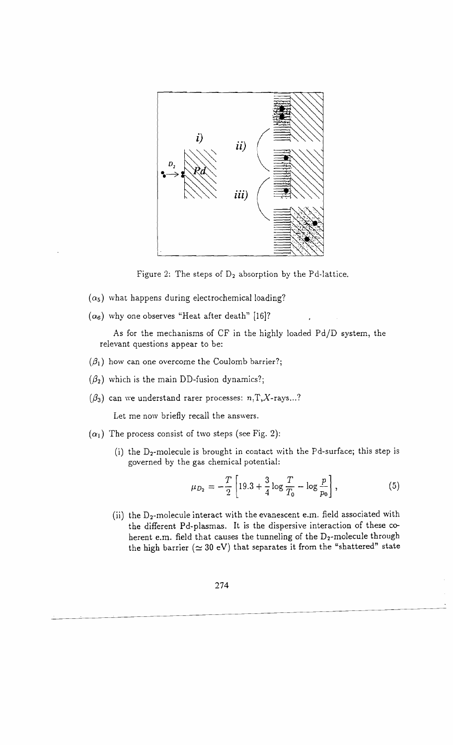Figure 2: The steps of $D_2$ absorption by the Pd-lattice.

($\alpha_5$) what happens during electrochemical loading?

($\alpha_6$) why one observes "Heat after death" [16]?

As for the mechanisms of CF in the highly loaded Pd/D system, the relevant questions appear to be:

($\beta_1$) how can one overcome the Coulomb barrier?;

($\beta_2$) which is the main DD-fusion dynamics?;

($\beta_3$) can we understand rarer processes: $n$,T,$X$-rays...?

Let me now briefly recall the answers.

($\alpha_1$) The process consist of two steps (see Fig. 2):

(i) the $D_2$-molecule is brought in contact with the Pd-surface; this step is governed by the gas chemical potential:

$$\mu_{D_2} = -\frac{T}{2}\left[19.3 + \frac{3}{4}\log\frac{T}{T_0} - \log\frac{p}{p_0}\right], \tag{5}$$

(ii) the $D_2$-molecule interact with the evanescent e.m. field associated with the different Pd-plasmas. It is the dispersive interaction of these coherent e.m. field that causes the tunneling of the $D_2$-molecule through the high barrier ($\simeq$ 30 eV) that separates it from the "shattered" state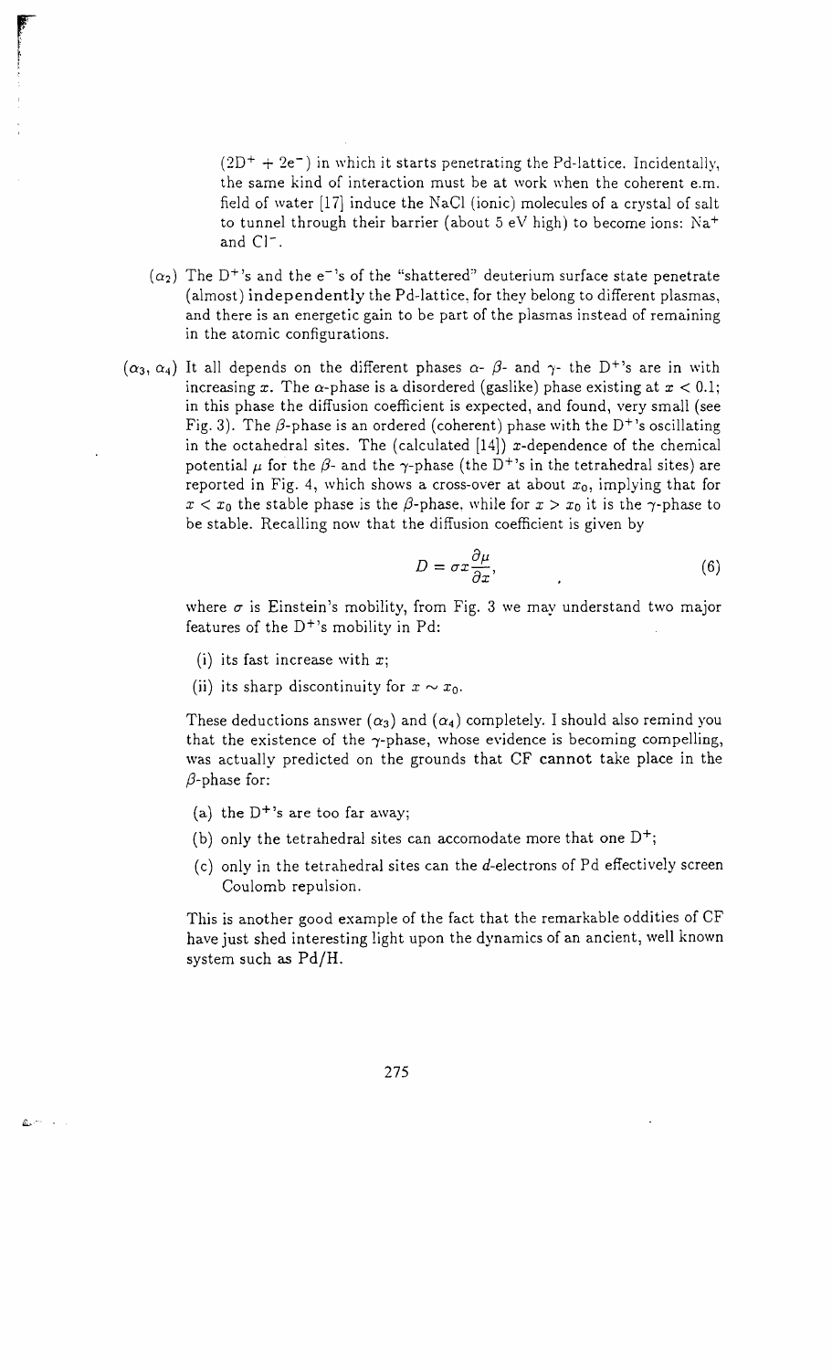$(2D^+ + 2e^-)$ in which it starts penetrating the Pd-lattice. Incidentally, the same kind of interaction must be at work when the coherent e.m. field of water [17] induce the NaCl (ionic) molecules of a crystal of salt to tunnel through their barrier (about 5 eV high) to become ions: $Na^+$ and $Cl^-$.

($\alpha_2$) The $D^+$'s and the $e^-$'s of the "shattered" deuterium surface state penetrate (almost) independently the Pd-lattice, for they belong to different plasmas, and there is an energetic gain to be part of the plasmas instead of remaining in the atomic configurations.

($\alpha_3$, $\alpha_4$) It all depends on the different phases $\alpha$- $\beta$- and $\gamma$- the $D^+$'s are in with increasing $x$. The $\alpha$-phase is a disordered (gaslike) phase existing at $x < 0.1$; in this phase the diffusion coefficient is expected, and found, very small (see Fig. 3). The $\beta$-phase is an ordered (coherent) phase with the $D^+$'s oscillating in the octahedral sites. The (calculated [14]) $x$-dependence of the chemical potential $\mu$ for the $\beta$- and the $\gamma$-phase (the $D^+$'s in the tetrahedral sites) are reported in Fig. 4, which shows a cross-over at about $x_0$, implying that for $x < x_0$ the stable phase is the $\beta$-phase, while for $x > x_0$ it is the $\gamma$-phase to be stable. Recalling now that the diffusion coefficient is given by

$$D = \sigma x \frac{\partial \mu}{\partial x}, \tag{6}$$

where $\sigma$ is Einstein's mobility, from Fig. 3 we may understand two major features of the $D^+$'s mobility in Pd:

(i) its fast increase with $x$;

(ii) its sharp discontinuity for $x \sim x_0$.

These deductions answer ($\alpha_3$) and ($\alpha_4$) completely. I should also remind you that the existence of the $\gamma$-phase, whose evidence is becoming compelling, was actually predicted on the grounds that CF cannot take place in the $\beta$-phase for:

(a) the $D^+$'s are too far away;

(b) only the tetrahedral sites can accomodate more that one $D^+$;

(c) only in the tetrahedral sites can the $d$-electrons of Pd effectively screen Coulomb repulsion.

This is another good example of the fact that the remarkable oddities of CF have just shed interesting light upon the dynamics of an ancient, well known system such as Pd/H.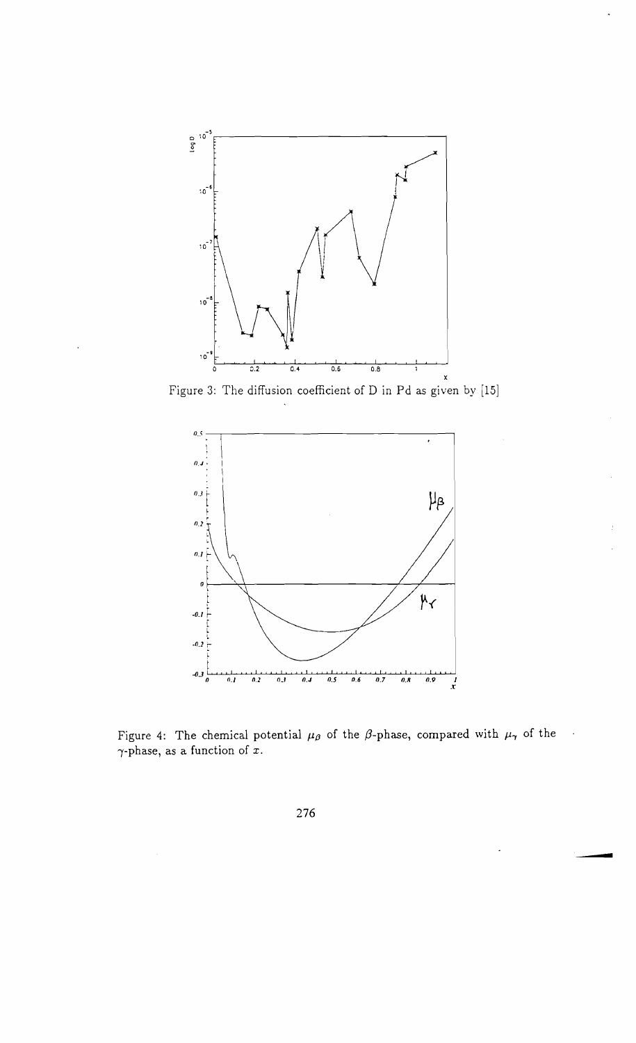Figure 3: The diffusion coefficient of D in Pd as given by [15]

Figure 4: The chemical potential $\mu_\beta$ of the $\beta$-phase, compared with $\mu_\gamma$ of the $\gamma$-phase, as a function of $x$.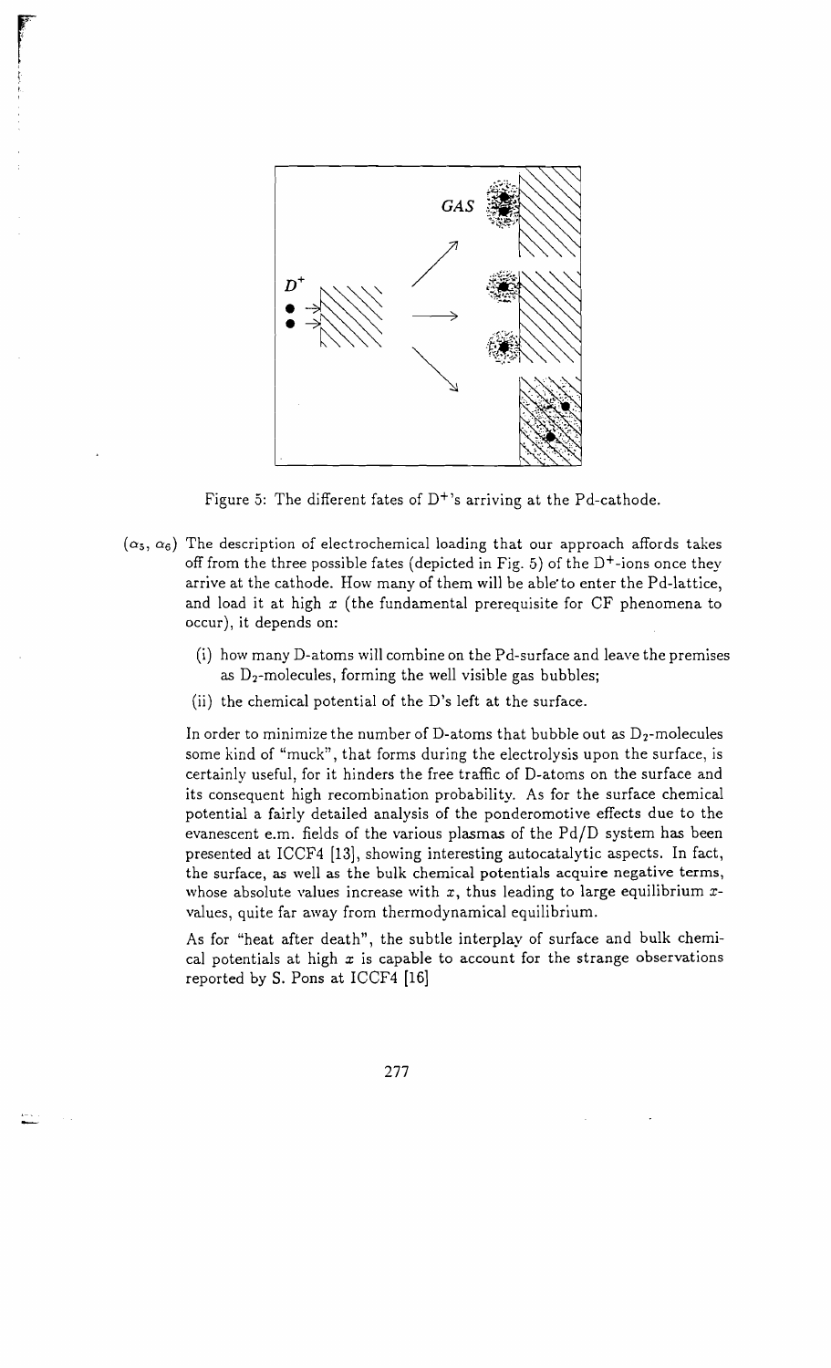Figure 5: The different fates of $D^+$'s arriving at the Pd-cathode.

($\alpha_5$, $\alpha_6$) The description of electrochemical loading that our approach affords takes off from the three possible fates (depicted in Fig. 5) of the $D^+$-ions once they arrive at the cathode. How many of them will be able to enter the Pd-lattice, and load it at high $x$ (the fundamental prerequisite for CF phenomena to occur), it depends on:

(i) how many D-atoms will combine on the Pd-surface and leave the premises as $D_2$-molecules, forming the well visible gas bubbles;

(ii) the chemical potential of the D's left at the surface.

In order to minimize the number of D-atoms that bubble out as $D_2$-molecules some kind of "muck", that forms during the electrolysis upon the surface, is certainly useful, for it hinders the free traffic of D-atoms on the surface and its consequent high recombination probability. As for the surface chemical potential a fairly detailed analysis of the ponderomotive effects due to the evanescent e.m. fields of the various plasmas of the Pd/D system has been presented at ICCF4 [13], showing interesting autocatalytic aspects. In fact, the surface, as well as the bulk chemical potentials acquire negative terms, whose absolute values increase with $x$, thus leading to large equilibrium $x$-values, quite far away from thermodynamical equilibrium.

As for "heat after death", the subtle interplay of surface and bulk chemical potentials at high $x$ is capable to account for the strange observations reported by S. Pons at ICCF4 [16]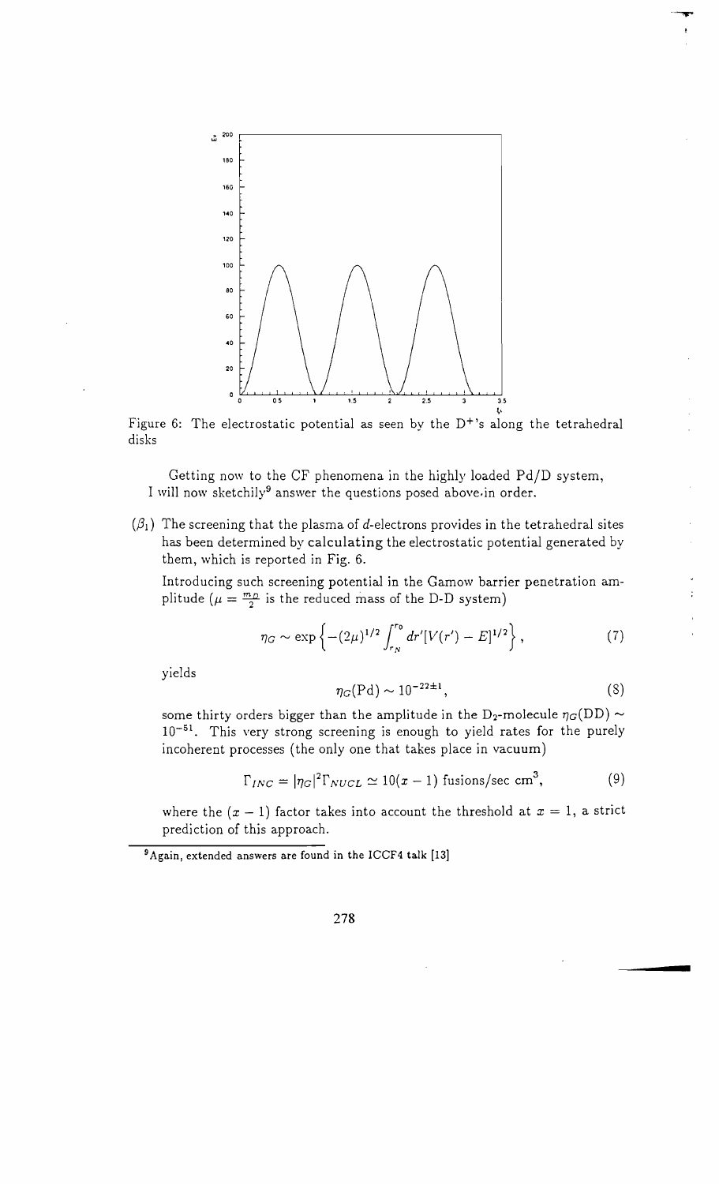Figure 6: The electrostatic potential as seen by the $D^+$'s along the tetrahedral disks

Getting now to the CF phenomena in the highly loaded Pd/D system, I will now sketchily[9] answer the questions posed above in order.

($\beta_1$) The screening that the plasma of $d$-electrons provides in the tetrahedral sites has been determined by calculating the electrostatic potential generated by them, which is reported in Fig. 6.

Introducing such screening potential in the Gamow barrier penetration amplitude ($\mu = \frac{m_D}{2}$ is the reduced mass of the D-D system)

$$\eta_G \sim \exp\left\{-(2\mu)^{1/2} \int_{r_N}^{r_0} dr' [V(r') - E]^{1/2}\right\}, \tag{7}$$

yields

$$\eta_G(\text{Pd}) \sim 10^{-22\pm1}, \tag{8}$$

some thirty orders bigger than the amplitude in the $D_2$-molecule $\eta_G(\text{DD}) \sim 10^{-51}$. This very strong screening is enough to yield rates for the purely incoherent processes (the only one that takes place in vacuum)

$$\Gamma_{INC} = |\eta_G|^2 \Gamma_{NUCL} \simeq 10(x-1) \text{ fusions/sec cm}^3, \tag{9}$$

where the $(x-1)$ factor takes into account the threshold at $x = 1$, a strict prediction of this approach.

[9] Again, extended answers are found in the ICCF4 talk [13]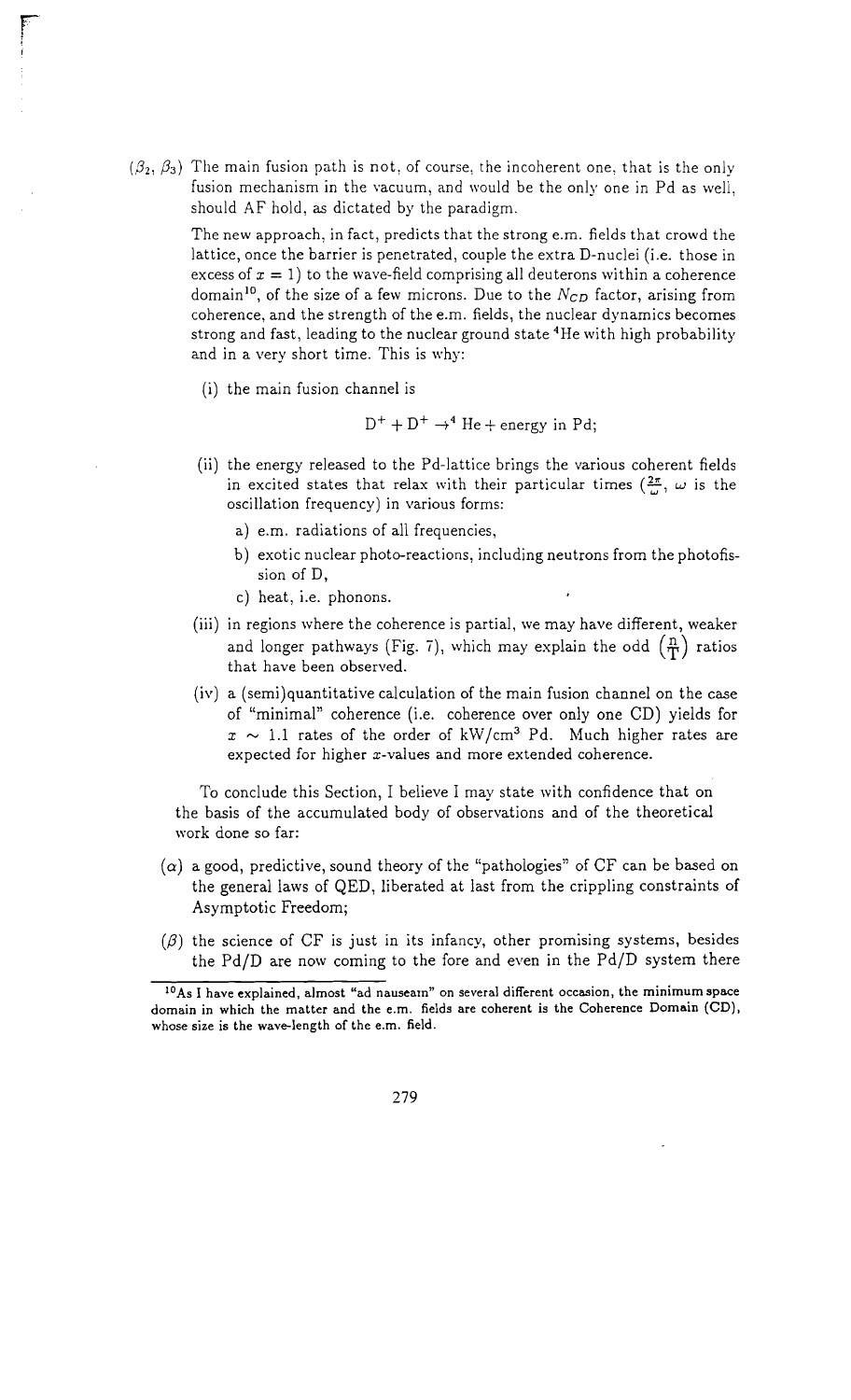($\beta_2$, $\beta_3$) The main fusion path is not, of course, the incoherent one, that is the only fusion mechanism in the vacuum, and would be the only one in Pd as well, should AF hold, as dictated by the paradigm.

The new approach, in fact, predicts that the strong e.m. fields that crowd the lattice, once the barrier is penetrated, couple the extra D-nuclei (i.e. those in excess of $x = 1$) to the wave-field comprising all deuterons within a coherence domain[10], of the size of a few microns. Due to the $N_{CD}$ factor, arising from coherence, and the strength of the e.m. fields, the nuclear dynamics becomes strong and fast, leading to the nuclear ground state $^4$He with high probability and in a very short time. This is why:

(i) the main fusion channel is

$$D^+ + D^+ \rightarrow ^4\text{He} + \text{energy in Pd;}$$

(ii) the energy released to the Pd-lattice brings the various coherent fields in excited states that relax with their particular times ($\frac{2\pi}{\omega}$, $\omega$ is the oscillation frequency) in various forms:

  a) e.m. radiations of all frequencies,
  b) exotic nuclear photo-reactions, including neutrons from the photofission of D,
  c) heat, i.e. phonons.

(iii) in regions where the coherence is partial, we may have different, weaker and longer pathways (Fig. 7), which may explain the odd $\left(\frac{n}{T}\right)$ ratios that have been observed.

(iv) a (semi)quantitative calculation of the main fusion channel on the case of "minimal" coherence (i.e. coherence over only one CD) yields for $x \sim 1.1$ rates of the order of kW/cm$^3$ Pd. Much higher rates are expected for higher $x$-values and more extended coherence.

To conclude this Section, I believe I may state with confidence that on the basis of the accumulated body of observations and of the theoretical work done so far:

($\alpha$) a good, predictive, sound theory of the "pathologies" of CF can be based on the general laws of QED, liberated at last from the crippling constraints of Asymptotic Freedom;

($\beta$) the science of CF is just in its infancy, other promising systems, besides the Pd/D are now coming to the fore and even in the Pd/D system there

---

[10] As I have explained, almost "ad nauseam" on several different occasion, the minimum space domain in which the matter and the e.m. fields are coherent is the Coherence Domain (CD), whose size is the wave-length of the e.m. field.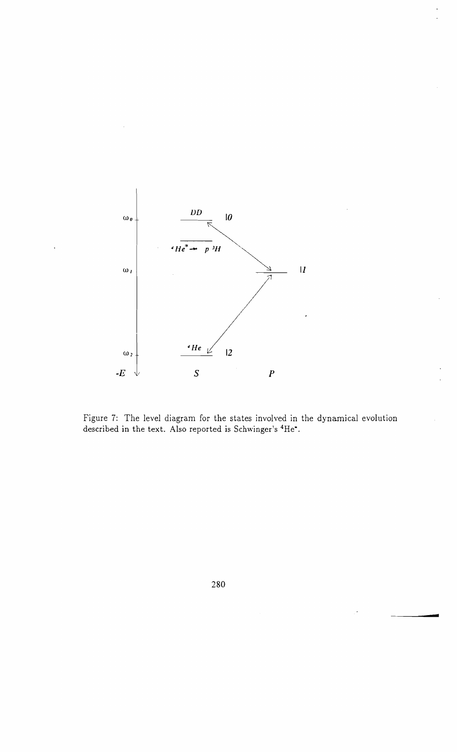Figure 7: The level diagram for the states involved in the dynamical evolution described in the text. Also reported is Schwinger's $^4He^*$.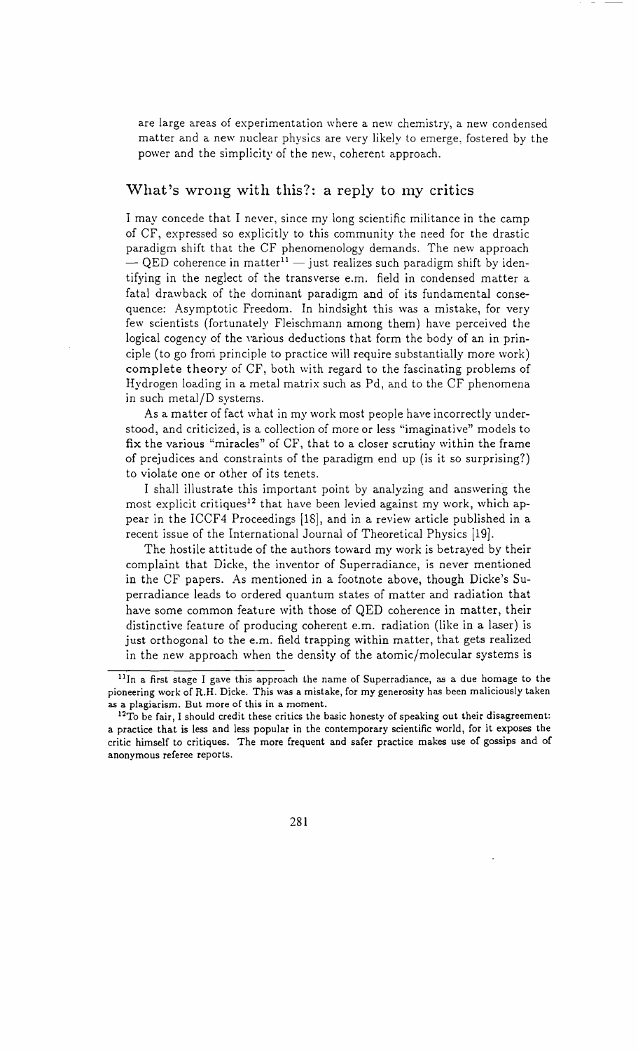are large areas of experimentation where a new chemistry, a new condensed matter and a new nuclear physics are very likely to emerge, fostered by the power and the simplicity of the new, coherent approach.

## What's wrong with this?: a reply to my critics

I may concede that I never, since my long scientific militance in the camp of CF, expressed so explicitly to this community the need for the drastic paradigm shift that the CF phenomenology demands. The new approach — QED coherence in matter[11] — just realizes such paradigm shift by identifying in the neglect of the transverse e.m. field in condensed matter a fatal drawback of the dominant paradigm and of its fundamental consequence: Asymptotic Freedom. In hindsight this was a mistake, for very few scientists (fortunately Fleischmann among them) have perceived the logical cogency of the various deductions that form the body of an in principle (to go from principle to practice will require substantially more work) **complete theory** of CF, both with regard to the fascinating problems of Hydrogen loading in a metal matrix such as Pd, and to the CF phenomena in such metal/D systems.

As a matter of fact what in my work most people have incorrectly understood, and criticized, is a collection of more or less "imaginative" models to fix the various "miracles" of CF, that to a closer scrutiny within the frame of prejudices and constraints of the paradigm end up (is it so surprising?) to violate one or other of its tenets.

I shall illustrate this important point by analyzing and answering the most explicit critiques[12] that have been levied against my work, which appear in the ICCF4 Proceedings [18], and in a review article published in a recent issue of the International Journal of Theoretical Physics [19].

The hostile attitude of the authors toward my work is betrayed by their complaint that Dicke, the inventor of Superradiance, is never mentioned in the CF papers. As mentioned in a footnote above, though Dicke's Superradiance leads to ordered quantum states of matter and radiation that have some common feature with those of QED coherence in matter, their distinctive feature of producing coherent e.m. radiation (like in a laser) is just orthogonal to the e.m. field trapping within matter, that gets realized in the new approach when the density of the atomic/molecular systems is

---

[11] In a first stage I gave this approach the name of Superradiance, as a due homage to the pioneering work of R.H. Dicke. This was a mistake, for my generosity has been maliciously taken as a plagiarism. But more of this in a moment.

[12] To be fair, I should credit these critics the basic honesty of speaking out their disagreement: a practice that is less and less popular in the contemporary scientific world, for it exposes the critic himself to critiques. The more frequent and safer practice makes use of gossips and of anonymous referee reports.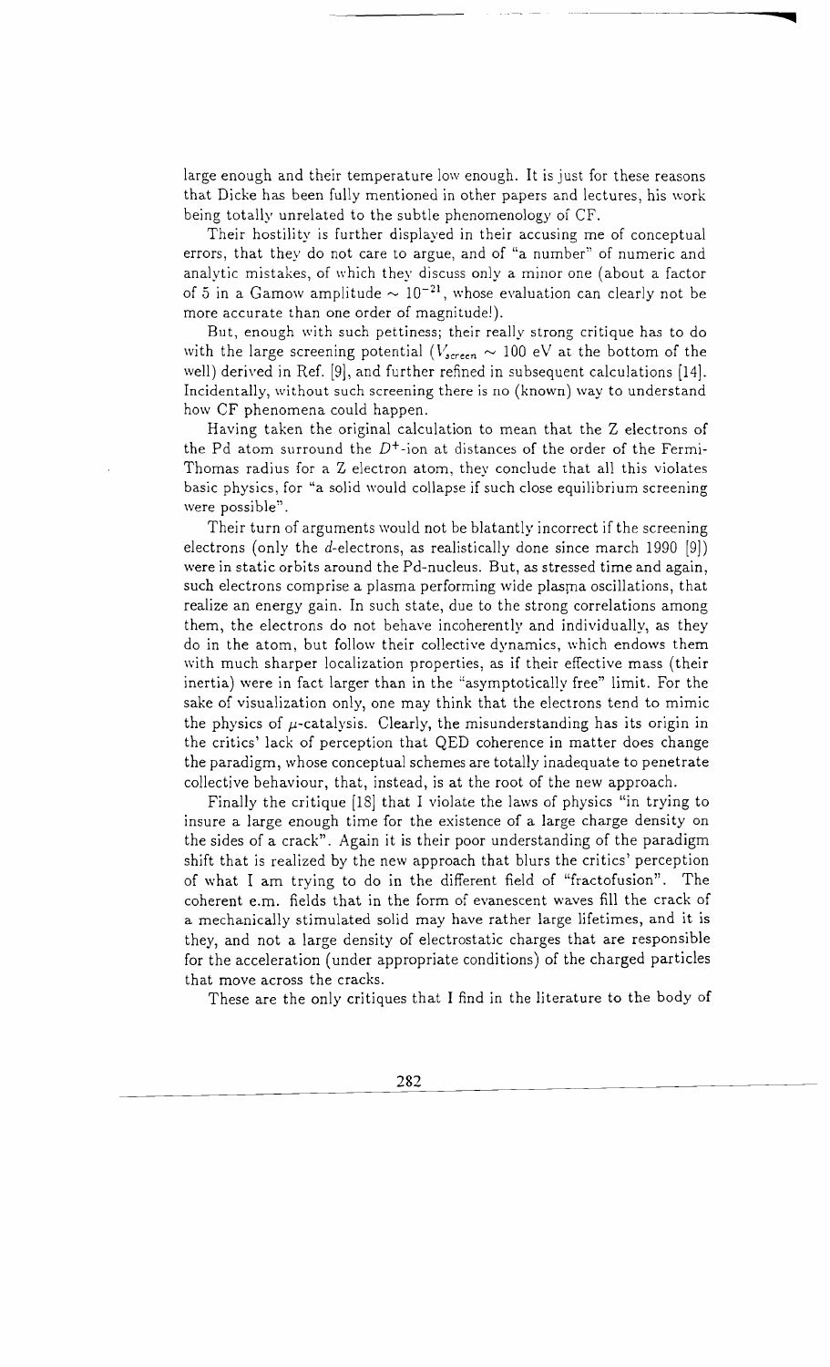large enough and their temperature low enough. It is just for these reasons that Dicke has been fully mentioned in other papers and lectures, his work being totally unrelated to the subtle phenomenology of CF.

Their hostility is further displayed in their accusing me of conceptual errors, that they do not care to argue, and of "a number" of numeric and analytic mistakes, of which they discuss only a minor one (about a factor of 5 in a Gamow amplitude $\sim 10^{-21}$, whose evaluation can clearly not be more accurate than one order of magnitude!).

But, enough with such pettiness; their really strong critique has to do with the large screening potential ($V_{screen} \sim 100$ eV at the bottom of the well) derived in Ref. [9], and further refined in subsequent calculations [14]. Incidentally, without such screening there is no (known) way to understand how CF phenomena could happen.

Having taken the original calculation to mean that the Z electrons of the Pd atom surround the $D^+$-ion at distances of the order of the Fermi-Thomas radius for a Z electron atom, they conclude that all this violates basic physics, for "a solid would collapse if such close equilibrium screening were possible".

Their turn of arguments would not be blatantly incorrect if the screening electrons (only the $d$-electrons, as realistically done since march 1990 [9]) were in static orbits around the Pd-nucleus. But, as stressed time and again, such electrons comprise a plasma performing wide plasma oscillations, that realize an energy gain. In such state, due to the strong correlations among them, the electrons do not behave incoherently and individually, as they do in the atom, but follow their collective dynamics, which endows them with much sharper localization properties, as if their effective mass (their inertia) were in fact larger than in the "asymptotically free" limit. For the sake of visualization only, one may think that the electrons tend to mimic the physics of $\mu$-catalysis. Clearly, the misunderstanding has its origin in the critics' lack of perception that QED coherence in matter does change the paradigm, whose conceptual schemes are totally inadequate to penetrate collective behaviour, that, instead, is at the root of the new approach.

Finally the critique [18] that I violate the laws of physics "in trying to insure a large enough time for the existence of a large charge density on the sides of a crack". Again it is their poor understanding of the paradigm shift that is realized by the new approach that blurs the critics' perception of what I am trying to do in the different field of "fractofusion". The coherent e.m. fields that in the form of evanescent waves fill the crack of a mechanically stimulated solid may have rather large lifetimes, and it is they, and not a large density of electrostatic charges that are responsible for the acceleration (under appropriate conditions) of the charged particles that move across the cracks.

These are the only critiques that I find in the literature to the body of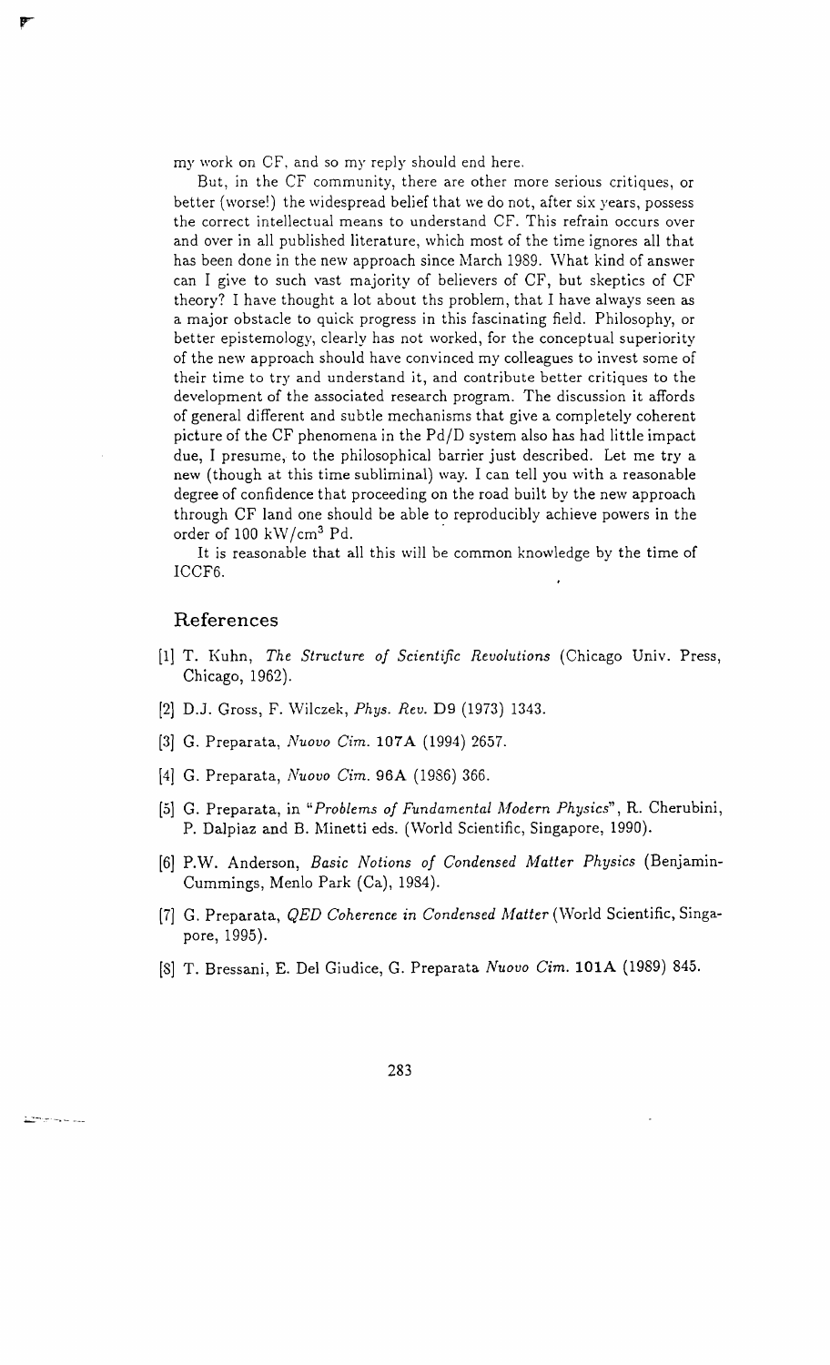my work on CF, and so my reply should end here.

But, in the CF community, there are other more serious critiques, or better (worse!) the widespread belief that we do not, after six years, possess the correct intellectual means to understand CF. This refrain occurs over and over in all published literature, which most of the time ignores all that has been done in the new approach since March 1989. What kind of answer can I give to such vast majority of believers of CF, but skeptics of CF theory? I have thought a lot about ths problem, that I have always seen as a major obstacle to quick progress in this fascinating field. Philosophy, or better epistemology, clearly has not worked, for the conceptual superiority of the new approach should have convinced my colleagues to invest some of their time to try and understand it, and contribute better critiques to the development of the associated research program. The discussion it affords of general different and subtle mechanisms that give a completely coherent picture of the CF phenomena in the Pd/D system also has had little impact due, I presume, to the philosophical barrier just described. Let me try a new (though at this time subliminal) way. I can tell you with a reasonable degree of confidence that proceeding on the road built by the new approach through CF land one should be able to reproducibly achieve powers in the order of 100 $kW/cm^3$ Pd.

It is reasonable that all this will be common knowledge by the time of ICCF6.

## References

[1] T. Kuhn, *The Structure of Scientific Revolutions* (Chicago Univ. Press, Chicago, 1962).

[2] D.J. Gross, F. Wilczek, *Phys. Rev.* **D9** (1973) 1343.

[3] G. Preparata, *Nuovo Cim.* **107A** (1994) 2657.

[4] G. Preparata, *Nuovo Cim.* **96A** (1986) 366.

[5] G. Preparata, in "*Problems of Fundamental Modern Physics*", R. Cherubini, P. Dalpiaz and B. Minetti eds. (World Scientific, Singapore, 1990).

[6] P.W. Anderson, *Basic Notions of Condensed Matter Physics* (Benjamin-Cummings, Menlo Park (Ca), 1984).

[7] G. Preparata, *QED Coherence in Condensed Matter* (World Scientific, Singapore, 1995).

[8] T. Bressani, E. Del Giudice, G. Preparata *Nuovo Cim.* **101A** (1989) 845.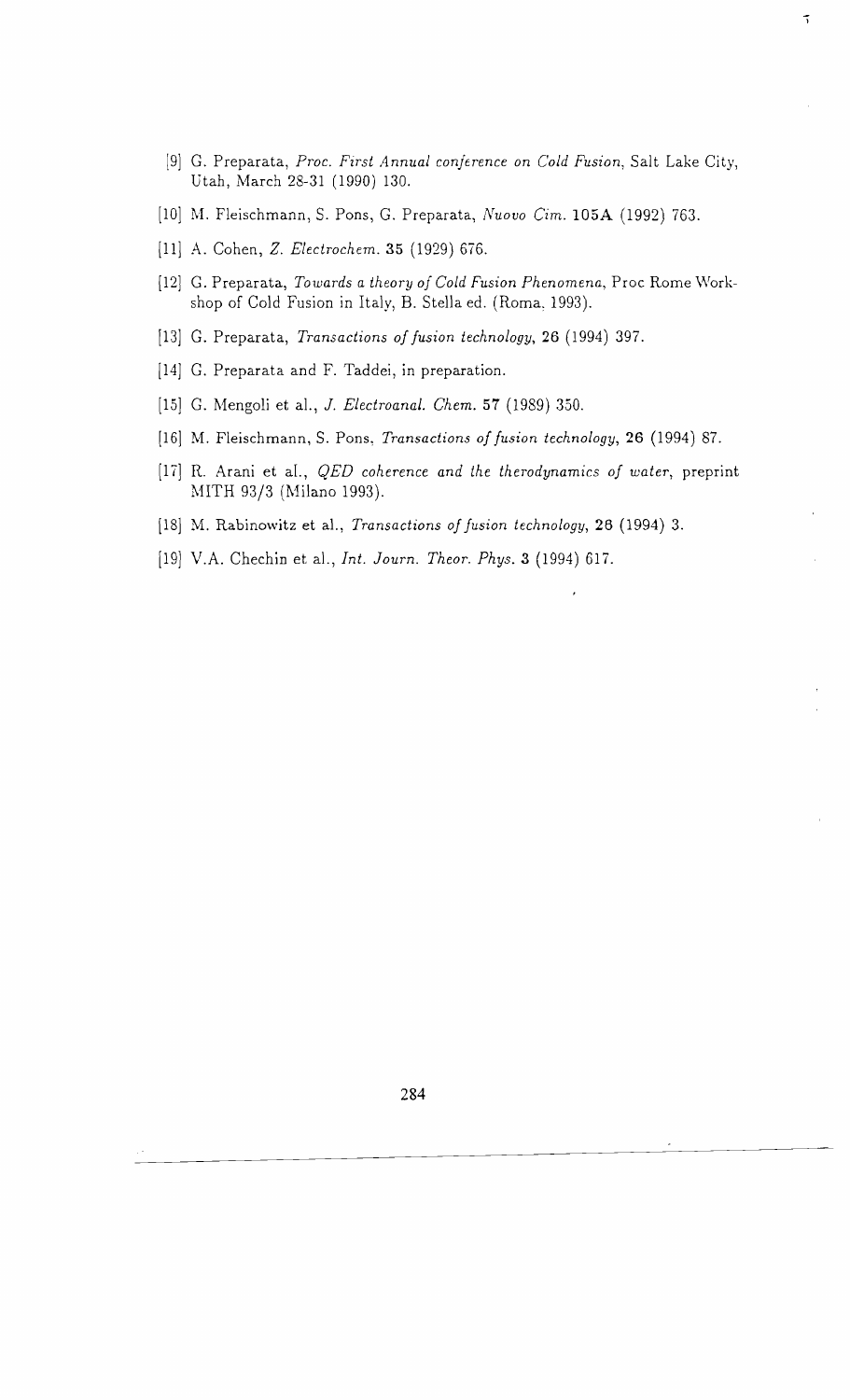[9] G. Preparata, *Proc. First Annual conference on Cold Fusion*, Salt Lake City, Utah, March 28-31 (1990) 130.

[10] M. Fleischmann, S. Pons, G. Preparata, *Nuovo Cim.* **105A** (1992) 763.

[11] A. Cohen, *Z. Electrochem.* **35** (1929) 676.

[12] G. Preparata, *Towards a theory of Cold Fusion Phenomena*, Proc Rome Workshop of Cold Fusion in Italy, B. Stella ed. (Roma, 1993).

[13] G. Preparata, *Transactions of fusion technology*, **26** (1994) 397.

[14] G. Preparata and F. Taddei, in preparation.

[15] G. Mengoli et al., *J. Electroanal. Chem.* **57** (1989) 350.

[16] M. Fleischmann, S. Pons, *Transactions of fusion technology*, **26** (1994) 87.

[17] R. Arani et al., *QED coherence and the therodynamics of water*, preprint MITH 93/3 (Milano 1993).

[18] M. Rabinowitz et al., *Transactions of fusion technology*, **26** (1994) 3.

[19] V.A. Chechin et al., *Int. Journ. Theor. Phys.* **3** (1994) 617.